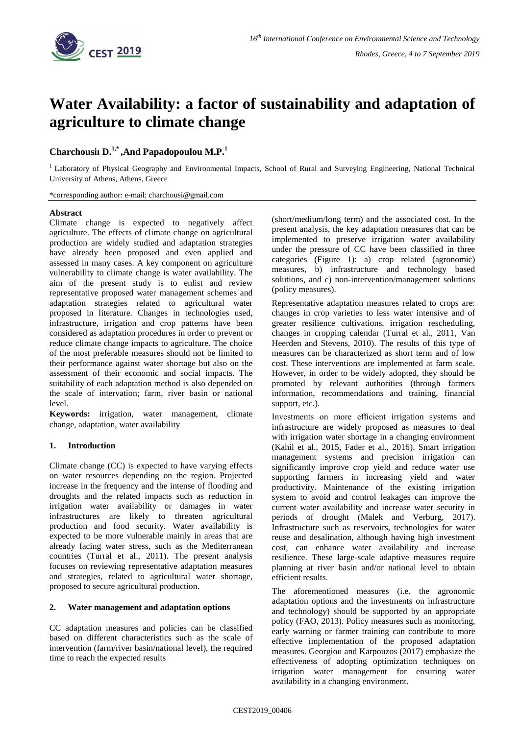# Water Availability: a factor of sustainability and adaptation of agriculture to climate change

**Charchousiı D.[1,*] ,And Papadopoulou M.P.[1]**

[1] Laboratory of Physical Geography and Environmental Impacts, School of Rural and Surveying Engineering, National Technical University of Athens, Athens, Greece

*corresponding author: e-mail: charchousi@gmail.com

**Abstract**

Climate change is expected to negatively affect agriculture. The effects of climate change on agricultural production are widely studied and adaptation strategies have already been proposed and even applied and assessed in many cases. A key component on agriculture vulnerability to climate change is water availability. The aim of the present study is to enlist and review representative proposed water management schemes and adaptation strategies related to agricultural water proposed in literature. Changes in technologies used, infrastructure, irrigation and crop patterns have been considered as adaptation procedures in order to prevent or reduce climate change impacts to agriculture. The choice of the most preferable measures should not be limited to their performance against water shortage but also on the assessment of their economic and social impacts. The suitability of each adaptation method is also depended on the scale of intervation; farm, river basin or national level.

**Keywords:** irrigation, water management, climate change, adaptation, water availability

## 1. Introduction

Climate change (CC) is expected to have varying effects on water resources depending on the region. Projected increase in the frequency and the intense of flooding and droughts and the related impacts such as reduction in irrigation water availability or damages in water infrastructures are likely to threaten agricultural production and food security. Water availability is expected to be more vulnerable mainly in areas that are already facing water stress, such as the Mediterranean countries (Turral et al., 2011). The present analysis focuses on reviewing representative adaptation measures and strategies, related to agricultural water shortage, proposed to secure agricultural production.

## 2. Water management and adaptation options

CC adaptation measures and policies can be classified based on different characteristics such as the scale of intervention (farm/river basin/national level), the required time to reach the expected results (short/medium/long term) and the associated cost. In the present analysis, the key adaptation measures that can be implemented to preserve irrigation water availability under the pressure of CC have been classified in three categories (Figure 1): a) crop related (agronomic) measures, b) infrastructure and technology based solutions, and c) non-intervention/management solutions (policy measures).

Representative adaptation measures related to crops are: changes in crop varieties to less water intensive and of greater resilience cultivations, irrigation rescheduling, changes in cropping calendar (Turral et al., 2011, Van Heerden and Stevens, 2010). The results of this type of measures can be characterized as short term and of low cost. These interventions are implemented at farm scale. However, in order to be widely adopted, they should be promoted by relevant authorities (through farmers information, recommendations and training, financial support, etc.).

Investments on more efficient irrigation systems and infrastructure are widely proposed as measures to deal with irrigation water shortage in a changing environment (Kahil et al., 2015, Fader et al., 2016). Smart irrigation management systems and precision irrigation can significantly improve crop yield and reduce water use supporting farmers in increasing yield and water productivity. Maintenance of the existing irrigation system to avoid and control leakages can improve the current water availability and increase water security in periods of drought (Malek and Verburg, 2017). Infrastructure such as reservoirs, technologies for water reuse and desalination, although having high investment cost, can enhance water availability and increase resilience. These large-scale adaptive measures require planning at river basin and/or national level to obtain efficient results.

The aforementioned measures (i.e. the agronomic adaptation options and the investments on infrastructure and technology) should be supported by an appropriate policy (FAO, 2013). Policy measures such as monitoring, early warning or farmer training can contribute to more effective implementation of the proposed adaptation measures. Georgiou and Karpouzos (2017) emphasize the effectiveness of adopting optimization techniques on irrigation water management for ensuring water availability in a changing environment.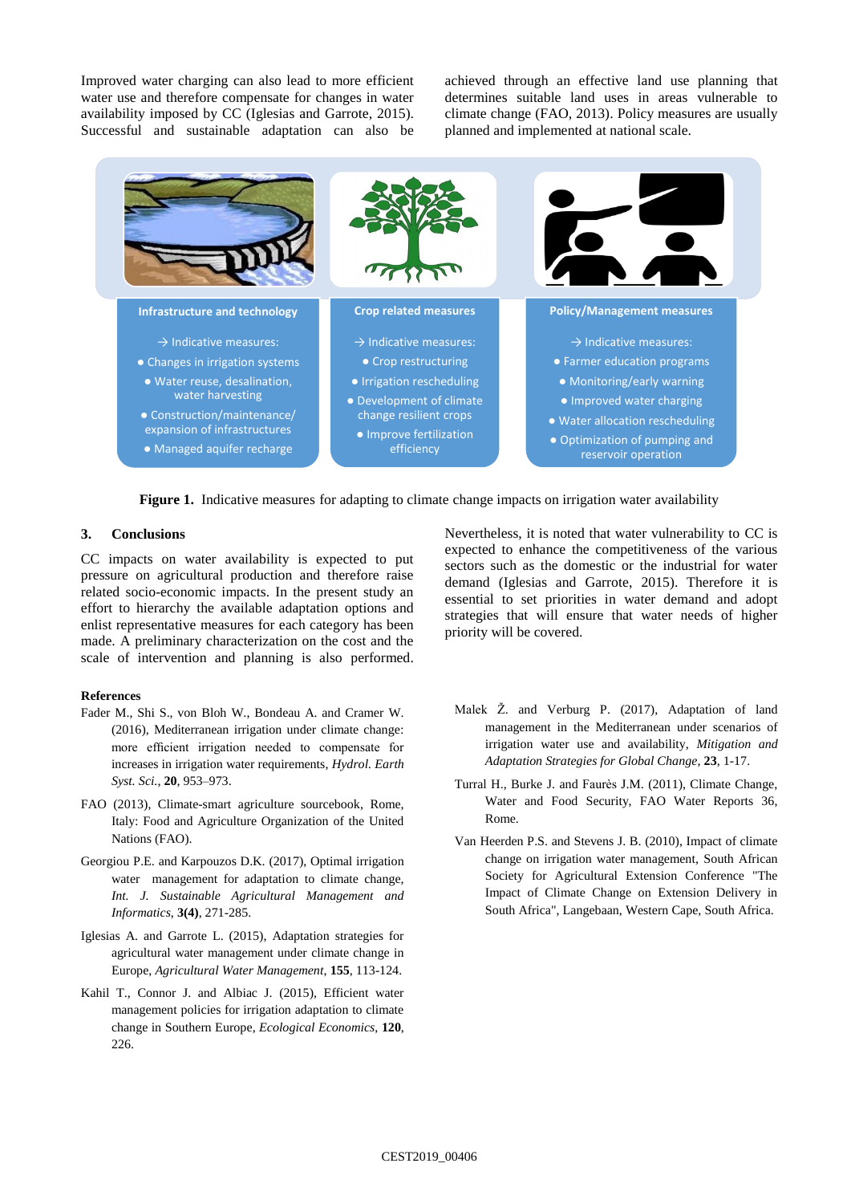Improved water charging can also lead to more efficient water use and therefore compensate for changes in water availability imposed by CC (Iglesias and Garrote, 2015). Successful and sustainable adaptation can also be achieved through an effective land use planning that determines suitable land uses in areas vulnerable to climate change (FAO, 2013). Policy measures are usually planned and implemented at national scale.

Infrastructure and technology

→ Indicative measures:

- Changes in irrigation systems
- Water reuse, desalination, water harvesting
- Construction/maintenance/ expansion of infrastructures
- Managed aquifer recharge

Crop related measures

→ Indicative measures:

- Crop restructuring
- Irrigation rescheduling
- Development of climate change resilient crops
- Improve fertilization efficiency

Policy/Management measures

→ Indicative measures:

- Farmer education programs
- Monitoring/early warning
- Improved water charging
- Water allocation rescheduling
- Optimization of pumping and reservoir operation

**Figure 1.** Indicative measures for adapting to climate change impacts on irrigation water availability

## 3. Conclusions

CC impacts on water availability is expected to put pressure on agricultural production and therefore raise related socio-economic impacts. In the present study an effort to hierarchy the available adaptation options and enlist representative measures for each category has been made. A preliminary characterization on the cost and the scale of intervention and planning is also performed.

Nevertheless, it is noted that water vulnerability to CC is expected to enhance the competitiveness of the various sectors such as the domestic or the industrial for water demand (Iglesias and Garrote, 2015). Therefore it is essential to set priorities in water demand and adopt strategies that will ensure that water needs of higher priority will be covered.

## References

Fader M., Shi S., von Bloh W., Bondeau A. and Cramer W. (2016), Mediterranean irrigation under climate change: more efficient irrigation needed to compensate for increases in irrigation water requirements, *Hydrol. Earth Syst. Sci.*, **20**, 953–973.

FAO (2013), Climate-smart agriculture sourcebook, Rome, Italy: Food and Agriculture Organization of the United Nations (FAO).

Georgiou P.E. and Karpouzos D.K. (2017), Optimal irrigation water management for adaptation to climate change, *Int. J. Sustainable Agricultural Management and Informatics*, **3(4)**, 271-285.

Iglesias A. and Garrote L. (2015), Adaptation strategies for agricultural water management under climate change in Europe, *Agricultural Water Management*, **155**, 113-124.

Kahil T., Connor J. and Albiac J. (2015), Efficient water management policies for irrigation adaptation to climate change in Southern Europe, *Ecological Economics*, **120**, 226.

Malek Ž. and Verburg P. (2017), Adaptation of land management in the Mediterranean under scenarios of irrigation water use and availability, *Mitigation and Adaptation Strategies for Global Change*, **23**, 1-17.

Turral H., Burke J. and Faurès J.M. (2011), Climate Change, Water and Food Security, FAO Water Reports 36, Rome.

Van Heerden P.S. and Stevens J. B. (2010), Impact of climate change on irrigation water management, South African Society for Agricultural Extension Conference "The Impact of Climate Change on Extension Delivery in South Africa", Langebaan, Western Cape, South Africa.